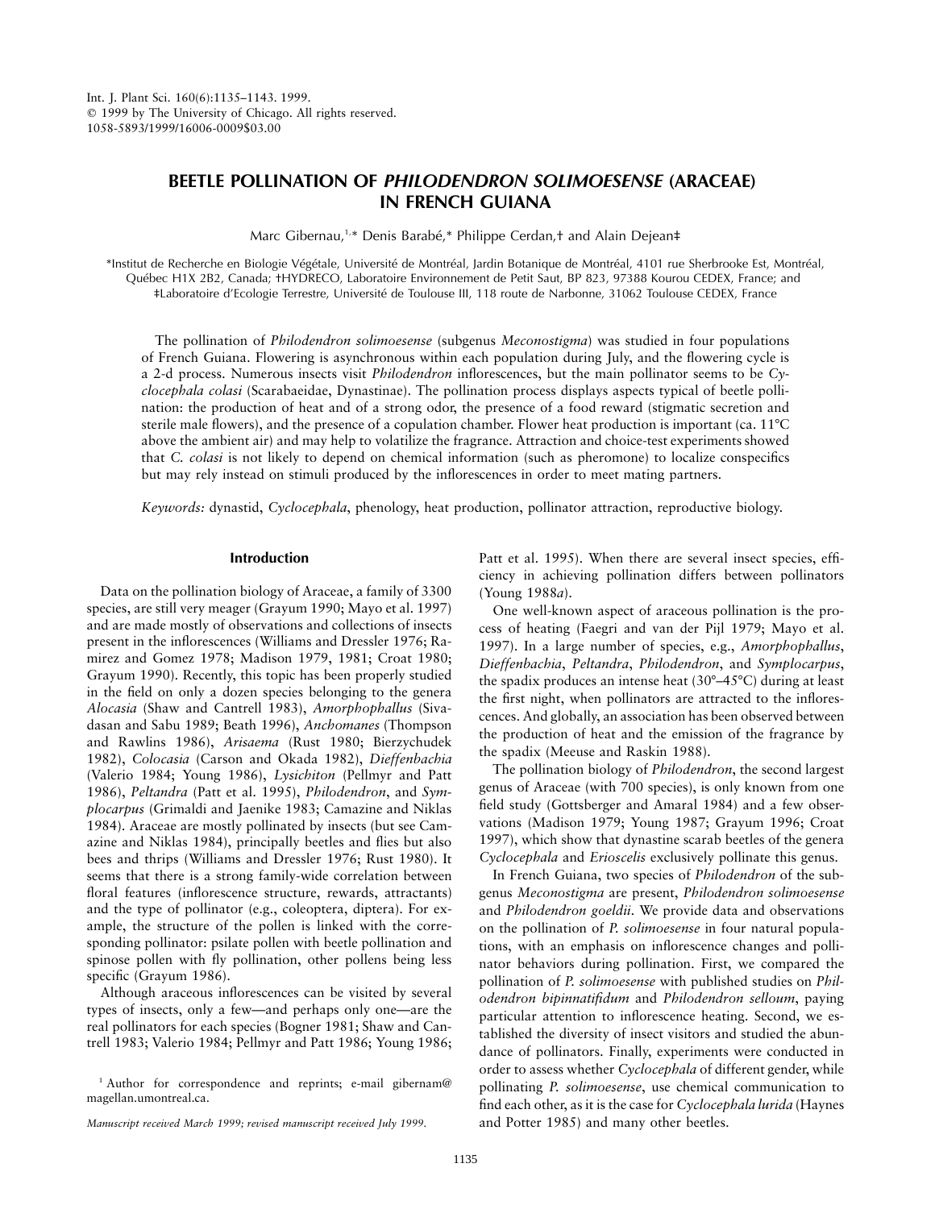Int. J. Plant Sci. 160(6):1135–1143. 1999.
© 1999 by The University of Chicago. All rights reserved.
1058-5893/1999/16006-0009$03.00

# BEETLE POLLINATION OF *PHILODENDRON SOLIMOESENSE* (ARACEAE) IN FRENCH GUIANA

Marc Gibernau,[1,*] Denis Barabé,[*] Philippe Cerdan,[†] and Alain Dejean[‡]

[*]Institut de Recherche en Biologie Végétale, Université de Montréal, Jardin Botanique de Montréal, 4101 rue Sherbrooke Est, Montréal, Québec H1X 2B2, Canada; [†]HYDRECO, Laboratoire Environnement de Petit Saut, BP 823, 97388 Kourou CEDEX, France; and [‡]Laboratoire d'Ecologie Terrestre, Université de Toulouse III, 118 route de Narbonne, 31062 Toulouse CEDEX, France

The pollination of *Philodendron solimoesense* (subgenus *Meconostigma*) was studied in four populations of French Guiana. Flowering is asynchronous within each population during July, and the flowering cycle is a 2-d process. Numerous insects visit *Philodendron* inflorescences, but the main pollinator seems to be *Cyclocephala colasi* (Scarabaeidae, Dynastinae). The pollination process displays aspects typical of beetle pollination: the production of heat and of a strong odor, the presence of a food reward (stigmatic secretion and sterile male flowers), and the presence of a copulation chamber. Flower heat production is important (ca. 11°C above the ambient air) and may help to volatilize the fragrance. Attraction and choice-test experiments showed that *C. colasi* is not likely to depend on chemical information (such as pheromone) to localize conspecifics but may rely instead on stimuli produced by the inflorescences in order to meet mating partners.

*Keywords:* dynastid, *Cyclocephala*, phenology, heat production, pollinator attraction, reproductive biology.

## Introduction

Data on the pollination biology of Araceae, a family of 3300 species, are still very meager (Grayum 1990; Mayo et al. 1997) and are made mostly of observations and collections of insects present in the inflorescences (Williams and Dressler 1976; Ramirez and Gomez 1978; Madison 1979, 1981; Croat 1980; Grayum 1990). Recently, this topic has been properly studied in the field on only a dozen species belonging to the genera *Alocasia* (Shaw and Cantrell 1983), *Amorphophallus* (Sivadasan and Sabu 1989; Beath 1996), *Anchomanes* (Thompson and Rawlins 1986), *Arisaema* (Rust 1980; Bierzychudek 1982), *Colocasia* (Carson and Okada 1982), *Dieffenbachia* (Valerio 1984; Young 1986), *Lysichiton* (Pellmyr and Patt 1986), *Peltandra* (Patt et al. 1995), *Philodendron*, and *Symplocarpus* (Grimaldi and Jaenike 1983; Camazine and Niklas 1984). Araceae are mostly pollinated by insects (but see Camazine and Niklas 1984), principally beetles and flies but also bees and thrips (Williams and Dressler 1976; Rust 1980). It seems that there is a strong family-wide correlation between floral features (inflorescence structure, rewards, attractants) and the type of pollinator (e.g., coleoptera, diptera). For example, the structure of the pollen is linked with the corresponding pollinator: psilate pollen with beetle pollination and spinose pollen with fly pollination, other pollens being less specific (Grayum 1986).

Although araceous inflorescences can be visited by several types of insects, only a few—and perhaps only one—are the real pollinators for each species (Bogner 1981; Shaw and Cantrell 1983; Valerio 1984; Pellmyr and Patt 1986; Young 1986; Patt et al. 1995). When there are several insect species, efficiency in achieving pollination differs between pollinators (Young 1988*a*).

One well-known aspect of araceous pollination is the process of heating (Faegri and van der Pijl 1979; Mayo et al. 1997). In a large number of species, e.g., *Amorphophallus*, *Dieffenbachia*, *Peltandra*, *Philodendron*, and *Symplocarpus*, the spadix produces an intense heat (30°–45°C) during at least the first night, when pollinators are attracted to the inflorescences. And globally, an association has been observed between the production of heat and the emission of the fragrance by the spadix (Meeuse and Raskin 1988).

The pollination biology of *Philodendron*, the second largest genus of Araceae (with 700 species), is only known from one field study (Gottsberger and Amaral 1984) and a few observations (Madison 1979; Young 1987; Grayum 1996; Croat 1997), which show that dynastine scarab beetles of the genera *Cyclocephala* and *Erioscelis* exclusively pollinate this genus.

In French Guiana, two species of *Philodendron* of the subgenus *Meconostigma* are present, *Philodendron solimoesense* and *Philodendron goeldii*. We provide data and observations on the pollination of *P. solimoesense* in four natural populations, with an emphasis on inflorescence changes and pollinator behaviors during pollination. First, we compared the pollination of *P. solimoesense* with published studies on *Philodendron bipinnatifidum* and *Philodendron selloum*, paying particular attention to inflorescence heating. Second, we established the diversity of insect visitors and studied the abundance of pollinators. Finally, experiments were conducted in order to assess whether *Cyclocephala* of different gender, while pollinating *P. solimoesense*, use chemical communication to find each other, as it is the case for *Cyclocephala lurida* (Haynes and Potter 1985) and many other beetles.

[1] Author for correspondence and reprints; e-mail gibernam@magellan.umontreal.ca.

*Manuscript received March 1999; revised manuscript received July 1999.*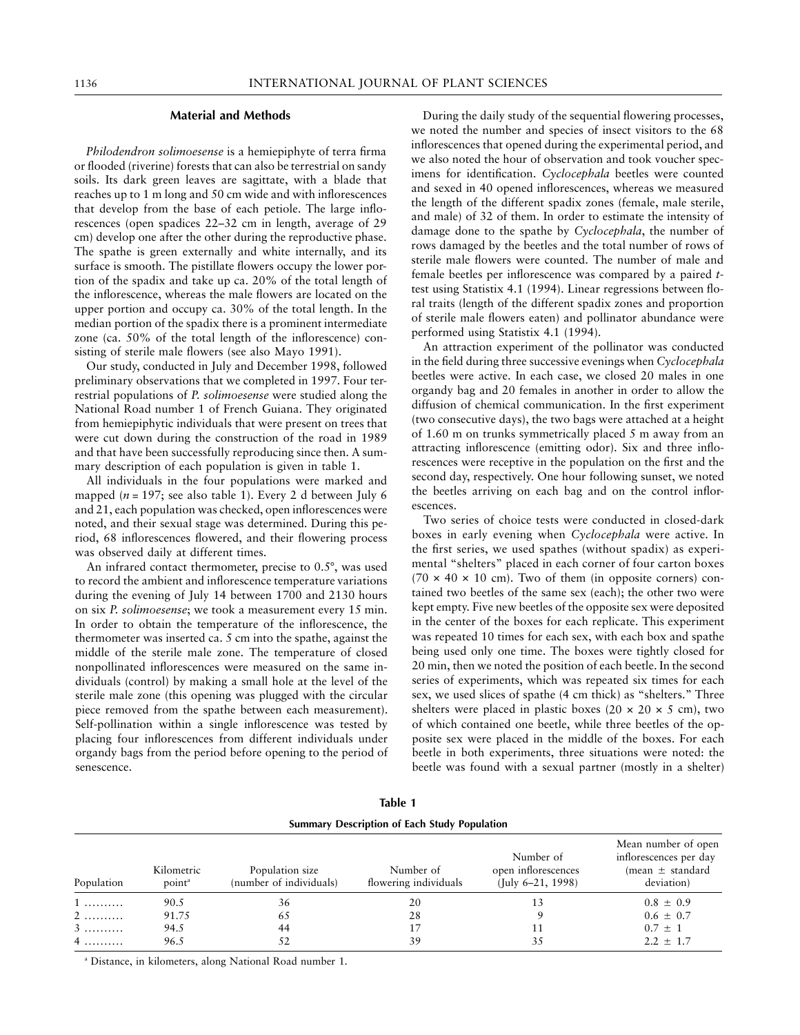## Material and Methods

*Philodendron solimoesense* is a hemiepiphyte of terra firma or flooded (riverine) forests that can also be terrestrial on sandy soils. Its dark green leaves are sagittate, with a blade that reaches up to 1 m long and 50 cm wide and with inflorescences that develop from the base of each petiole. The large inflorescences (open spadices 22–32 cm in length, average of 29 cm) develop one after the other during the reproductive phase. The spathe is green externally and white internally, and its surface is smooth. The pistillate flowers occupy the lower portion of the spadix and take up ca. 20% of the total length of the inflorescence, whereas the male flowers are located on the upper portion and occupy ca. 30% of the total length. In the median portion of the spadix there is a prominent intermediate zone (ca. 50% of the total length of the inflorescence) consisting of sterile male flowers (see also Mayo 1991).

Our study, conducted in July and December 1998, followed preliminary observations that we completed in 1997. Four terrestrial populations of *P. solimoesense* were studied along the National Road number 1 of French Guiana. They originated from hemiepiphytic individuals that were present on trees that were cut down during the construction of the road in 1989 and that have been successfully reproducing since then. A summary description of each population is given in table 1.

All individuals in the four populations were marked and mapped ($n = 197$; see also table 1). Every 2 d between July 6 and 21, each population was checked, open inflorescences were noted, and their sexual stage was determined. During this period, 68 inflorescences flowered, and their flowering process was observed daily at different times.

An infrared contact thermometer, precise to 0.5°, was used to record the ambient and inflorescence temperature variations during the evening of July 14 between 1700 and 2130 hours on six *P. solimoesense*; we took a measurement every 15 min. In order to obtain the temperature of the inflorescence, the thermometer was inserted ca. 5 cm into the spathe, against the middle of the sterile male zone. The temperature of closed nonpollinated inflorescences were measured on the same individuals (control) by making a small hole at the level of the sterile male zone (this opening was plugged with the circular piece removed from the spathe between each measurement). Self-pollination within a single inflorescence was tested by placing four inflorescences from different individuals under organdy bags from the period before opening to the period of senescence.

During the daily study of the sequential flowering processes, we noted the number and species of insect visitors to the 68 inflorescences that opened during the experimental period, and we also noted the hour of observation and took voucher specimens for identification. *Cyclocephala* beetles were counted and sexed in 40 opened inflorescences, whereas we measured the length of the different spadix zones (female, male sterile, and male) of 32 of them. In order to estimate the intensity of damage done to the spathe by *Cyclocephala*, the number of rows damaged by the beetles and the total number of rows of sterile male flowers were counted. The number of male and female beetles per inflorescence was compared by a paired *t*-test using Statistix 4.1 (1994). Linear regressions between floral traits (length of the different spadix zones and proportion of sterile male flowers eaten) and pollinator abundance were performed using Statistix 4.1 (1994).

An attraction experiment of the pollinator was conducted in the field during three successive evenings when *Cyclocephala* beetles were active. In each case, we closed 20 males in one organdy bag and 20 females in another in order to allow the diffusion of chemical communication. In the first experiment (two consecutive days), the two bags were attached at a height of 1.60 m on trunks symmetrically placed 5 m away from an attracting inflorescence (emitting odor). Six and three inflorescences were receptive in the population on the first and the second day, respectively. One hour following sunset, we noted the beetles arriving on each bag and on the control inflorescences.

Two series of choice tests were conducted in closed-dark boxes in early evening when *Cyclocephala* were active. In the first series, we used spathes (without spadix) as experimental "shelters" placed in each corner of four carton boxes ($70 \times 40 \times 10$ cm). Two of them (in opposite corners) contained two beetles of the same sex (each); the other two were kept empty. Five new beetles of the opposite sex were deposited in the center of the boxes for each replicate. This experiment was repeated 10 times for each sex, with each box and spathe being used only one time. The boxes were tightly closed for 20 min, then we noted the position of each beetle. In the second series of experiments, which was repeated six times for each sex, we used slices of spathe (4 cm thick) as "shelters." Three shelters were placed in plastic boxes ($20 \times 20 \times 5$ cm), two of which contained one beetle, while three beetles of the opposite sex were placed in the middle of the boxes. For each beetle in both experiments, three situations were noted: the beetle was found with a sexual partner (mostly in a shelter)

**Table 1**

**Summary Description of Each Study Population**

| Population | Kilometric point[a] | Population size (number of individuals) | Number of flowering individuals | Number of open inflorescences (July 6–21, 1998) | Mean number of open inflorescences per day (mean ± standard deviation) |
|---|---|---|---|---|---|
| 1 .......... | 90.5 | 36 | 20 | 13 | 0.8 ± 0.9 |
| 2 .......... | 91.75 | 65 | 28 | 9 | 0.6 ± 0.7 |
| 3 .......... | 94.5 | 44 | 17 | 11 | 0.7 ± 1 |
| 4 .......... | 96.5 | 52 | 39 | 35 | 2.2 ± 1.7 |

[a] Distance, in kilometers, along National Road number 1.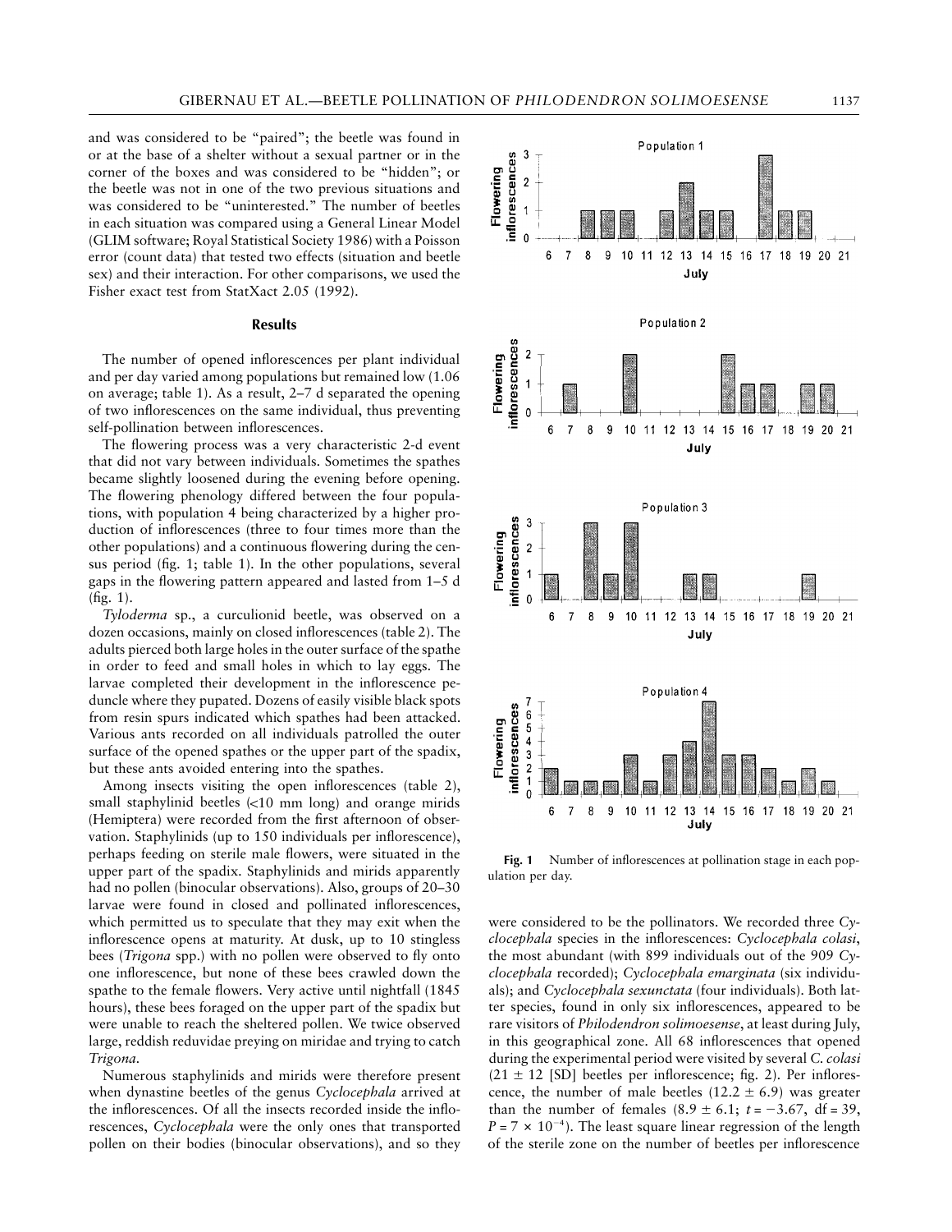and was considered to be "paired"; the beetle was found in or at the base of a shelter without a sexual partner or in the corner of the boxes and was considered to be "hidden"; or the beetle was not in one of the two previous situations and was considered to be "uninterested." The number of beetles in each situation was compared using a General Linear Model (GLIM software; Royal Statistical Society 1986) with a Poisson error (count data) that tested two effects (situation and beetle sex) and their interaction. For other comparisons, we used the Fisher exact test from StatXact 2.05 (1992).

## Results

The number of opened inflorescences per plant individual and per day varied among populations but remained low (1.06 on average; table 1). As a result, 2–7 d separated the opening of two inflorescences on the same individual, thus preventing self-pollination between inflorescences.

The flowering process was a very characteristic 2-d event that did not vary between individuals. Sometimes the spathes became slightly loosened during the evening before opening. The flowering phenology differed between the four populations, with population 4 being characterized by a higher production of inflorescences (three to four times more than the other populations) and a continuous flowering during the census period (fig. 1; table 1). In the other populations, several gaps in the flowering pattern appeared and lasted from 1–5 d (fig. 1).

*Tyloderma* sp., a curculionid beetle, was observed on a dozen occasions, mainly on closed inflorescences (table 2). The adults pierced both large holes in the outer surface of the spathe in order to feed and small holes in which to lay eggs. The larvae completed their development in the inflorescence peduncle where they pupated. Dozens of easily visible black spots from resin spurs indicated which spathes had been attacked. Various ants recorded on all individuals patrolled the outer surface of the opened spathes or the upper part of the spadix, but these ants avoided entering into the spathes.

Among insects visiting the open inflorescences (table 2), small staphylinid beetles (<10 mm long) and orange mirids (Hemiptera) were recorded from the first afternoon of observation. Staphylinids (up to 150 individuals per inflorescence), perhaps feeding on sterile male flowers, were situated in the upper part of the spadix. Staphylinids and mirids apparently had no pollen (binocular observations). Also, groups of 20–30 larvae were found in closed and pollinated inflorescences, which permitted us to speculate that they may exit when the inflorescence opens at maturity. At dusk, up to 10 stingless bees (*Trigona* spp.) with no pollen were observed to fly onto one inflorescence, but none of these bees crawled down the spathe to the female flowers. Very active until nightfall (1845 hours), these bees foraged on the upper part of the spadix but were unable to reach the sheltered pollen. We twice observed large, reddish reduvidae preying on miridae and trying to catch *Trigona*.

Numerous staphylinids and mirids were therefore present when dynastine beetles of the genus *Cyclocephala* arrived at the inflorescences. Of all the insects recorded inside the inflorescences, *Cyclocephala* were the only ones that transported pollen on their bodies (binocular observations), and so they were considered to be the pollinators. We recorded three *Cyclocephala* species in the inflorescences: *Cyclocephala colasi*, the most abundant (with 899 individuals out of the 909 *Cyclocephala* recorded); *Cyclocephala emarginata* (six individuals); and *Cyclocephala sexunctata* (four individuals). Both latter species, found in only six inflorescences, appeared to be rare visitors of *Philodendron solimoesense*, at least during July, in this geographical zone. All 68 inflorescences that opened during the experimental period were visited by several *C. colasi* ($21 \pm 12$ [SD] beetles per inflorescence; fig. 2). Per inflorescence, the number of male beetles ($12.2 \pm 6.9$) was greater than the number of females ($8.9 \pm 6.1$; $t = -3.67$, df = 39, $P = 7 \times 10^{-4}$). The least square linear regression of the length of the sterile zone on the number of beetles per inflorescence

**Fig. 1** Number of inflorescences at pollination stage in each population per day.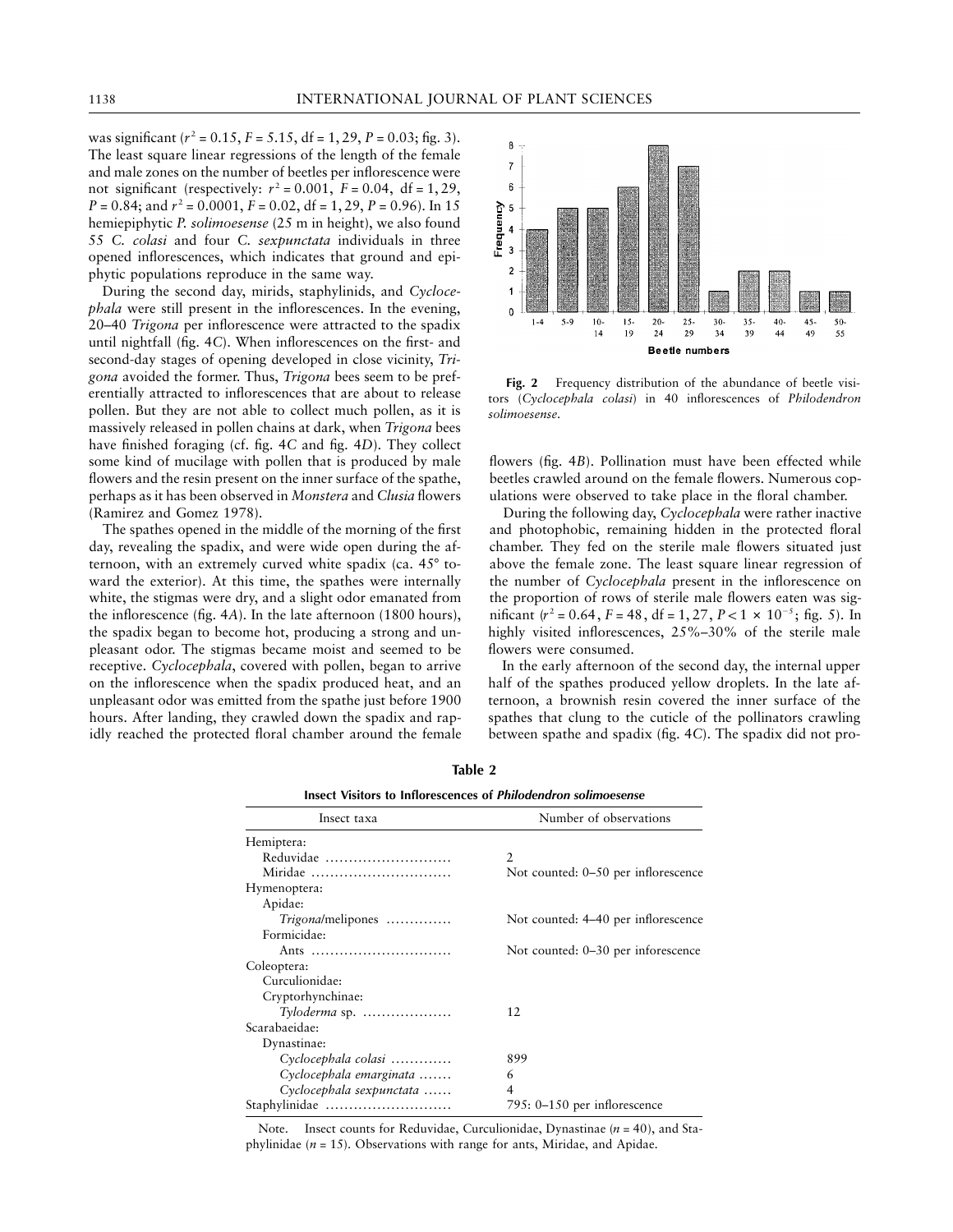was significant ($r^2 = 0.15$, $F = 5.15$, df = 1, 29, $P = 0.03$; fig. 3). The least square linear regressions of the length of the female and male zones on the number of beetles per inflorescence were not significant (respectively: $r^2 = 0.001$, $F = 0.04$, df = 1, 29, $P = 0.84$; and $r^2 = 0.0001$, $F = 0.02$, df = 1, 29, $P = 0.96$). In 15 hemiepiphytic *P. solimoesense* (25 m in height), we also found 55 *C. colasi* and four *C. sexpunctata* individuals in three opened inflorescences, which indicates that ground and epiphytic populations reproduce in the same way.

During the second day, mirids, staphylinids, and *Cyclocephala* were still present in the inflorescences. In the evening, 20–40 *Trigona* per inflorescence were attracted to the spadix until nightfall (fig. 4*C*). When inflorescences on the first- and second-day stages of opening developed in close vicinity, *Trigona* avoided the former. Thus, *Trigona* bees seem to be preferentially attracted to inflorescences that are about to release pollen. But they are not able to collect much pollen, as it is massively released in pollen chains at dark, when *Trigona* bees have finished foraging (cf. fig. 4*C* and fig. 4*D*). They collect some kind of mucilage with pollen that is produced by male flowers and the resin present on the inner surface of the spathe, perhaps as it has been observed in *Monstera* and *Clusia* flowers (Ramirez and Gomez 1978).

The spathes opened in the middle of the morning of the first day, revealing the spadix, and were wide open during the afternoon, with an extremely curved white spadix (ca. 45° toward the exterior). At this time, the spathes were internally white, the stigmas were dry, and a slight odor emanated from the inflorescence (fig. 4*A*). In the late afternoon (1800 hours), the spadix began to become hot, producing a strong and unpleasant odor. The stigmas became moist and seemed to be receptive. *Cyclocephala*, covered with pollen, began to arrive on the inflorescence when the spadix produced heat, and an unpleasant odor was emitted from the spathe just before 1900 hours. After landing, they crawled down the spadix and rapidly reached the protected floral chamber around the female flowers (fig. 4*B*). Pollination must have been effected while beetles crawled around on the female flowers. Numerous copulations were observed to take place in the floral chamber.

**Fig. 2** Frequency distribution of the abundance of beetle visitors (*Cyclocephala colasi*) in 40 inflorescences of *Philodendron solimoesense*.

During the following day, *Cyclocephala* were rather inactive and photophobic, remaining hidden in the protected floral chamber. They fed on the sterile male flowers situated just above the female zone. The least square linear regression of the number of *Cyclocephala* present in the inflorescence on the proportion of rows of sterile male flowers eaten was significant ($r^2 = 0.64$, $F = 48$, df = 1, 27, $P < 1 \times 10^{-5}$; fig. 5). In highly visited inflorescences, 25%–30% of the sterile male flowers were consumed.

In the early afternoon of the second day, the internal upper half of the spathes produced yellow droplets. In the late afternoon, a brownish resin covered the inner surface of the spathes that clung to the cuticle of the pollinators crawling between spathe and spadix (fig. 4*C*). The spadix did not pro-

**Table 2**

**Insect Visitors to Inflorescences of *Philodendron solimoesense***

| Insect taxa | Number of observations |
|---|---|
| Hemiptera: | |
| Reduviidae | 2 |
| Miridae | Not counted: 0–50 per inflorescence |
| Hymenoptera: | |
| Apidae: | |
| *Trigona*/melipones | Not counted: 4–40 per inflorescence |
| Formicidae: | |
| Ants | Not counted: 0–30 per inforescence |
| Coleoptera: | |
| Curculionidae: | |
| Cryptorhynchinae: | |
| *Tyloderma* sp. | 12 |
| Scarabaeidae: | |
| Dynastinae: | |
| *Cyclocephala colasi* | 899 |
| *Cyclocephala emarginata* | 6 |
| *Cyclocephala sexpunctata* | 4 |
| Staphylinidae | 795: 0–150 per inflorescence |

Note. Insect counts for Reduviidae, Curculionidae, Dynastinae ($n = 40$), and Staphylinidae ($n = 15$). Observations with range for ants, Miridae, and Apidae.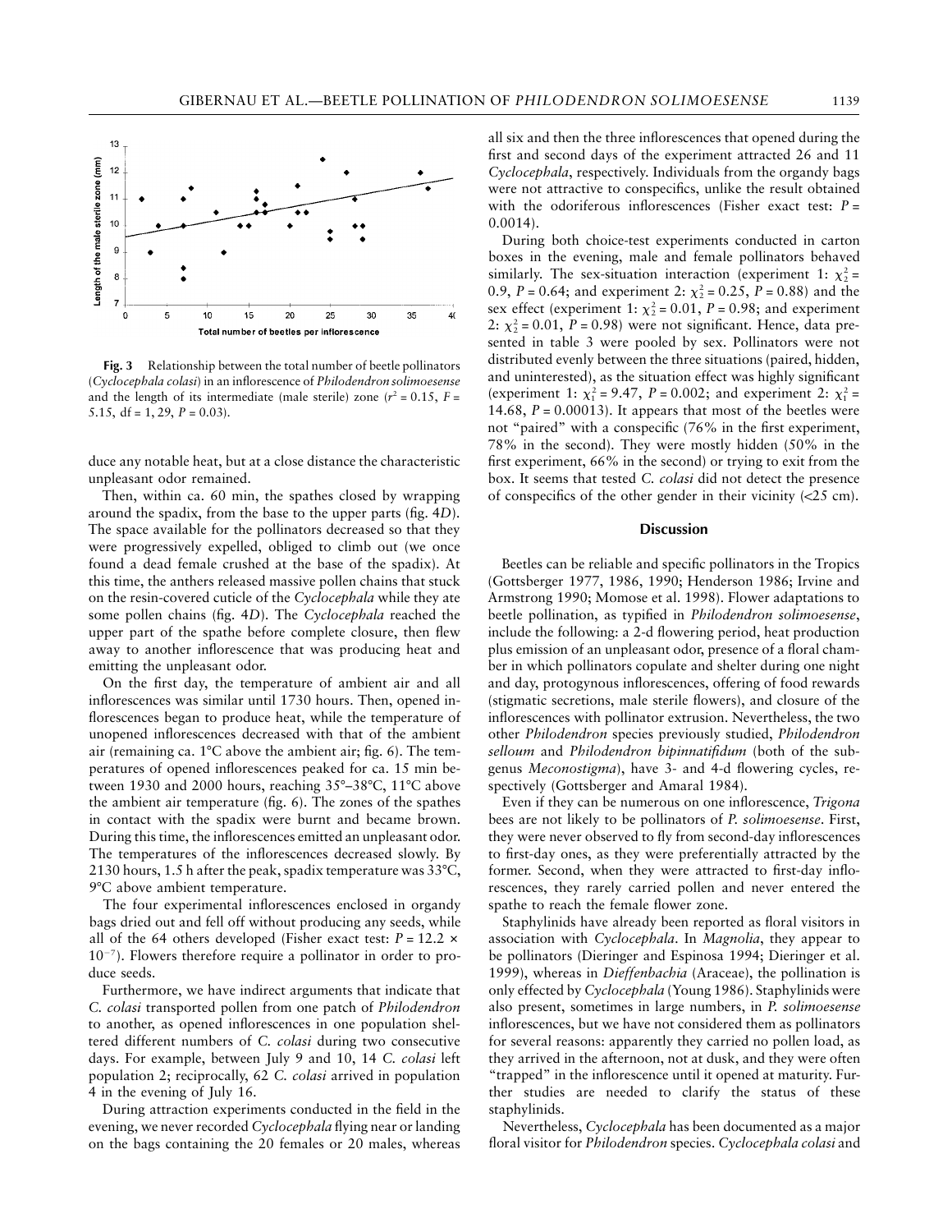**Fig. 3** Relationship between the total number of beetle pollinators (*Cyclocephala colasi*) in an inflorescence of *Philodendron solimoesense* and the length of its intermediate (male sterile) zone ($r^2 = 0.15$, $F = 5.15$, df = 1, 29, $P = 0.03$).

duce any notable heat, but at a close distance the characteristic unpleasant odor remained.

Then, within ca. 60 min, the spathes closed by wrapping around the spadix, from the base to the upper parts (fig. 4*D*). The space available for the pollinators decreased so that they were progressively expelled, obliged to climb out (we once found a dead female crushed at the base of the spadix). At this time, the anthers released massive pollen chains that stuck on the resin-covered cuticle of the *Cyclocephala* while they ate some pollen chains (fig. 4*D*). The *Cyclocephala* reached the upper part of the spathe before complete closure, then flew away to another inflorescence that was producing heat and emitting the unpleasant odor.

On the first day, the temperature of ambient air and all inflorescences was similar until 1730 hours. Then, opened inflorescences began to produce heat, while the temperature of unopened inflorescences decreased with that of the ambient air (remaining ca. 1°C above the ambient air; fig. 6). The temperatures of opened inflorescences peaked for ca. 15 min between 1930 and 2000 hours, reaching 35°–38°C, 11°C above the ambient air temperature (fig. 6). The zones of the spathes in contact with the spadix were burnt and became brown. During this time, the inflorescences emitted an unpleasant odor. The temperatures of the inflorescences decreased slowly. By 2130 hours, 1.5 h after the peak, spadix temperature was 33°C, 9°C above ambient temperature.

The four experimental inflorescences enclosed in organdy bags dried out and fell off without producing any seeds, while all of the 64 others developed (Fisher exact test: $P = 12.2 \times 10^{-7}$). Flowers therefore require a pollinator in order to produce seeds.

Furthermore, we have indirect arguments that indicate that *C. colasi* transported pollen from one patch of *Philodendron* to another, as opened inflorescences in one population sheltered different numbers of *C. colasi* during two consecutive days. For example, between July 9 and 10, 14 *C. colasi* left population 2; reciprocally, 62 *C. colasi* arrived in population 4 in the evening of July 16.

During attraction experiments conducted in the field in the evening, we never recorded *Cyclocephala* flying near or landing on the bags containing the 20 females or 20 males, whereas all six and then the three inflorescences that opened during the first and second days of the experiment attracted 26 and 11 *Cyclocephala*, respectively. Individuals from the organdy bags were not attractive to conspecifics, unlike the result obtained with the odoriferous inflorescences (Fisher exact test: $P = 0.0014$).

During both choice-test experiments conducted in carton boxes in the evening, male and female pollinators behaved similarly. The sex-situation interaction (experiment 1: $\chi^2_2 = 0.9$, $P = 0.64$; and experiment 2: $\chi^2_2 = 0.25$, $P = 0.88$) and the sex effect (experiment 1: $\chi^2_2 = 0.01$, $P = 0.98$; and experiment 2: $\chi^2_2 = 0.01$, $P = 0.98$) were not significant. Hence, data presented in table 3 were pooled by sex. Pollinators were not distributed evenly between the three situations (paired, hidden, and uninterested), as the situation effect was highly significant (experiment 1: $\chi^2_1 = 9.47$, $P = 0.002$; and experiment 2: $\chi^2_1 = 14.68$, $P = 0.00013$). It appears that most of the beetles were not "paired" with a conspecific (76% in the first experiment, 78% in the second). They were mostly hidden (50% in the first experiment, 66% in the second) or trying to exit from the box. It seems that tested *C. colasi* did not detect the presence of conspecifics of the other gender in their vicinity (<25 cm).

## Discussion

Beetles can be reliable and specific pollinators in the Tropics (Gottsberger 1977, 1986, 1990; Henderson 1986; Irvine and Armstrong 1990; Momose et al. 1998). Flower adaptations to beetle pollination, as typified in *Philodendron solimoesense*, include the following: a 2-d flowering period, heat production plus emission of an unpleasant odor, presence of a floral chamber in which pollinators copulate and shelter during one night and day, protogynous inflorescences, offering of food rewards (stigmatic secretions, male sterile flowers), and closure of the inflorescences with pollinator extrusion. Nevertheless, the two other *Philodendron* species previously studied, *Philodendron selloum* and *Philodendron bipinnatifidum* (both of the subgenus *Meconostigma*), have 3- and 4-d flowering cycles, respectively (Gottsberger and Amaral 1984).

Even if they can be numerous on one inflorescence, *Trigona* bees are not likely to be pollinators of *P. solimoesense*. First, they were never observed to fly from second-day inflorescences to first-day ones, as they were preferentially attracted by the former. Second, when they were attracted to first-day inflorescences, they rarely carried pollen and never entered the spathe to reach the female flower zone.

Staphylinids have already been reported as floral visitors in association with *Cyclocephala*. In *Magnolia*, they appear to be pollinators (Dieringer and Espinosa 1994; Dieringer et al. 1999), whereas in *Dieffenbachia* (Araceae), the pollination is only effected by *Cyclocephala* (Young 1986). Staphylinids were also present, sometimes in large numbers, in *P. solimoesense* inflorescences, but we have not considered them as pollinators for several reasons: apparently they carried no pollen load, as they arrived in the afternoon, not at dusk, and they were often "trapped" in the inflorescence until it opened at maturity. Further studies are needed to clarify the status of these staphylinids.

Nevertheless, *Cyclocephala* has been documented as a major floral visitor for *Philodendron* species. *Cyclocephala colasi* and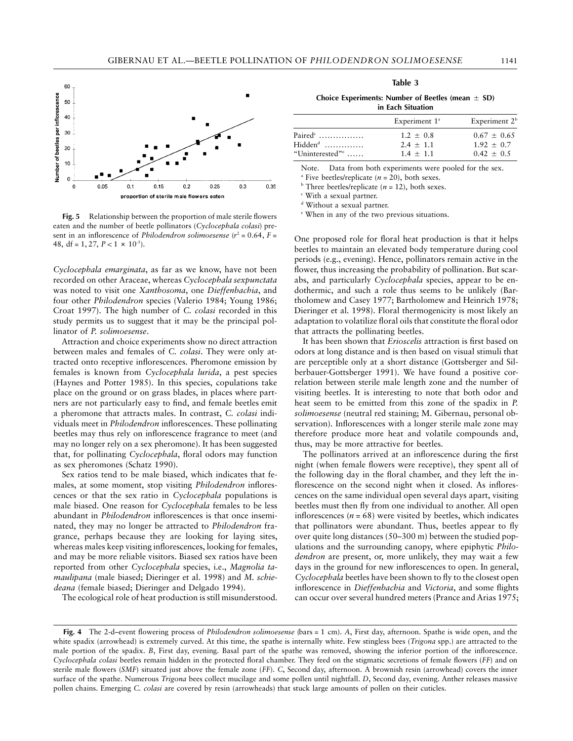60
50
40
30
20
10
0
Number of beetles per inflorescence
0 0.05 0.1 0.15 0.2 0.25 0.3 0.35
proportion of sterile male flowers eaten

**Fig. 5** Relationship between the proportion of male sterile flowers eaten and the number of beetle pollinators (*Cyclocephala colasi*) present in an inflorescence of *Philodendron solimoesense* ($r^2 = 0.64$, $F = 48$, df = 1, 27, $P < 1 \times 10^{-5}$).

*Cyclocephala emarginata*, as far as we know, have not been recorded on other Araceae, whereas *Cyclocephala sexpunctata* was noted to visit one *Xanthosoma*, one *Dieffenbachia*, and four other *Philodendron* species (Valerio 1984; Young 1986; Croat 1997). The high number of *C. colasi* recorded in this study permits us to suggest that it may be the principal pollinator of *P. solimoesense*.

Attraction and choice experiments show no direct attraction between males and females of *C. colasi*. They were only attracted onto receptive inflorescences. Pheromone emission by females is known from *Cyclocephala lurida*, a pest species (Haynes and Potter 1985). In this species, copulations take place on the ground or on grass blades, in places where partners are not particularly easy to find, and female beetles emit a pheromone that attracts males. In contrast, *C. colasi* individuals meet in *Philodendron* inflorescences. These pollinating beetles may thus rely on inflorescence fragrance to meet (and may no longer rely on a sex pheromone). It has been suggested that, for pollinating *Cyclocephala*, floral odors may function as sex pheromones (Schatz 1990).

Sex ratios tend to be male biased, which indicates that females, at some moment, stop visiting *Philodendron* inflorescences or that the sex ratio in *Cyclocephala* populations is male biased. One reason for *Cyclocephala* females to be less abundant in *Philodendron* inflorescences is that once inseminated, they may no longer be attracted to *Philodendron* fragrance, perhaps because they are looking for laying sites, whereas males keep visiting inflorescences, looking for females, and may be more reliable visitors. Biased sex ratios have been reported from other *Cyclocephala* species, i.e., *Magnolia tamaulipana* (male biased; Dieringer et al. 1998) and *M. schiedeana* (female biased; Dieringer and Delgado 1994).

The ecological role of heat production is still misunderstood.

**Table 3**

**Choice Experiments: Number of Beetles (mean ± SD) in Each Situation**

| | Experiment 1[a] | Experiment 2[b] |
|---|---|---|
| Paired[c] | 1.2 ± 0.8 | 0.67 ± 0.65 |
| Hidden[d] | 2.4 ± 1.1 | 1.92 ± 0.7 |
| "Uninterested"[e] | 1.4 ± 1.1 | 0.42 ± 0.5 |

Note. Data from both experiments were pooled for the sex.
[a] Five beetles/replicate ($n = 20$), both sexes.
[b] Three beetles/replicate ($n = 12$), both sexes.
[c] With a sexual partner.
[d] Without a sexual partner.
[e] When in any of the two previous situations.

One proposed role for floral heat production is that it helps beetles to maintain an elevated body temperature during cool periods (e.g., evening). Hence, pollinators remain active in the flower, thus increasing the probability of pollination. But scarabs, and particularly *Cyclocephala* species, appear to be endothermic, and such a role thus seems to be unlikely (Bartholomew and Casey 1977; Bartholomew and Heinrich 1978; Dieringer et al. 1998). Floral thermogenicity is most likely an adaptation to volatilize floral oils that constitute the floral odor that attracts the pollinating beetles.

It has been shown that *Erioscelis* attraction is first based on odors at long distance and is then based on visual stimuli that are perceptible only at a short distance (Gottsberger and Silberbauer-Gottsberger 1991). We have found a positive correlation between sterile male length zone and the number of visiting beetles. It is interesting to note that both odor and heat seem to be emitted from this zone of the spadix in *P. solimoesense* (neutral red staining; M. Gibernau, personal observation). Inflorescences with a longer sterile male zone may therefore produce more heat and volatile compounds and, thus, may be more attractive for beetles.

The pollinators arrived at an inflorescence during the first night (when female flowers were receptive), they spent all of the following day in the floral chamber, and they left the inflorescence on the second night when it closed. As inflorescences on the same individual open several days apart, visiting beetles must then fly from one individual to another. All open inflorescences ($n = 68$) were visited by beetles, which indicates that pollinators were abundant. Thus, beetles appear to fly over quite long distances (50–300 m) between the studied populations and the surrounding canopy, where epiphytic *Philodendron* are present, or, more unlikely, they may wait a few days in the ground for new inflorescences to open. In general, *Cyclocephala* beetles have been shown to fly to the closest open inflorescence in *Dieffenbachia* and *Victoria*, and some flights can occur over several hundred meters (Prance and Arias 1975;

**Fig. 4** The 2-d–event flowering process of *Philodendron solimoesense* (bars = 1 cm). *A*, First day, afternoon. Spathe is wide open, and the white spadix (arrowhead) is extremely curved. At this time, the spathe is internally white. Few stingless bees (*Trigona* spp.) are attracted to the male portion of the spadix. *B*, First day, evening. Basal part of the spathe was removed, showing the inferior portion of the inflorescence. *Cyclocephala colasi* beetles remain hidden in the protected floral chamber. They feed on the stigmatic secretions of female flowers (*FF*) and on sterile male flowers (*SMF*) situated just above the female zone (*FF*). *C*, Second day, afternoon. A brownish resin (arrowhead) covers the inner surface of the spathe. Numerous *Trigona* bees collect mucilage and some pollen until nightfall. *D*, Second day, evening. Anther releases massive pollen chains. Emerging *C. colasi* are covered by resin (arrowheads) that stuck large amounts of pollen on their cuticles.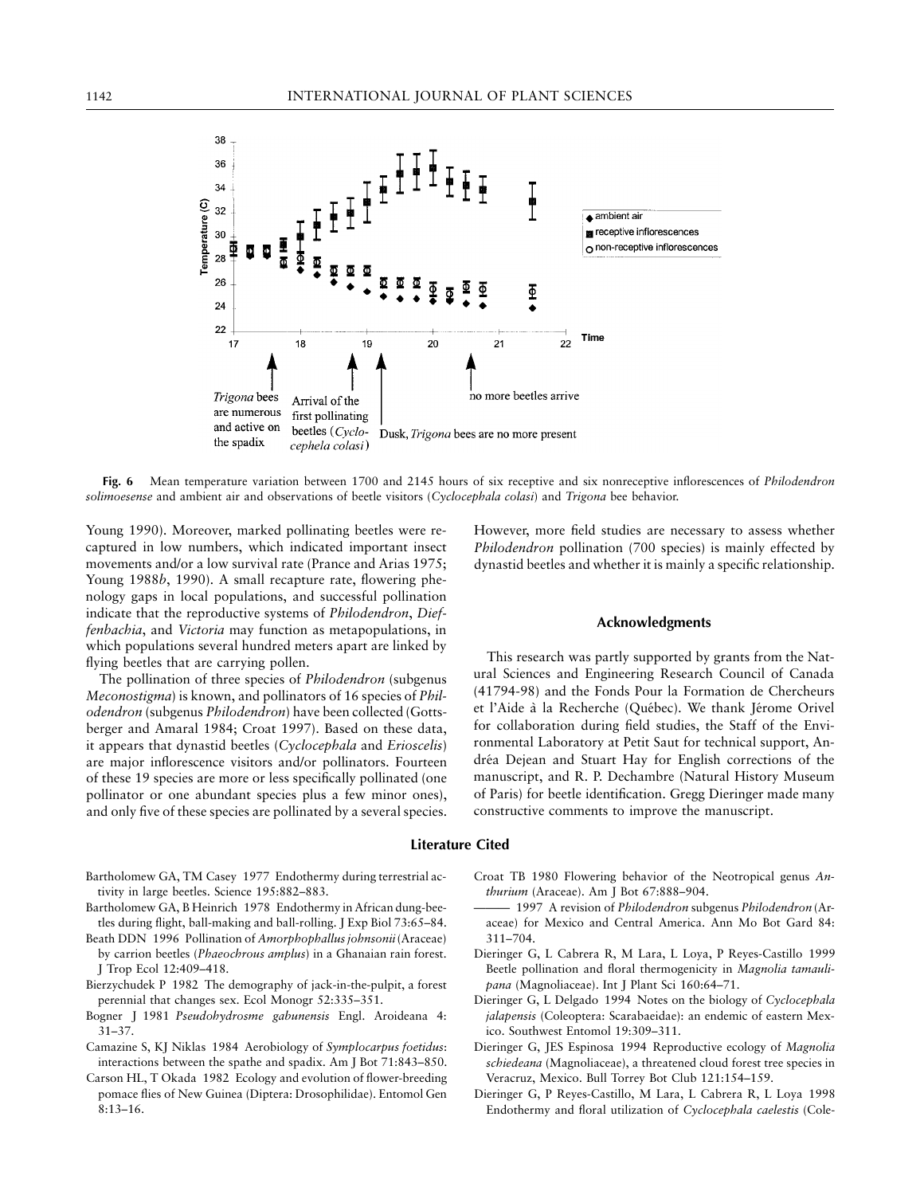**Fig. 6** Mean temperature variation between 1700 and 2145 hours of six receptive and six nonreceptive inflorescences of *Philodendron solimoesense* and ambient air and observations of beetle visitors (*Cyclocephala colasi*) and *Trigona* bee behavior.

Young 1990). Moreover, marked pollinating beetles were recaptured in low numbers, which indicated important insect movements and/or a low survival rate (Prance and Arias 1975; Young 1988*b*, 1990). A small recapture rate, flowering phenology gaps in local populations, and successful pollination indicate that the reproductive systems of *Philodendron*, *Dieffenbachia*, and *Victoria* may function as metapopulations, in which populations several hundred meters apart are linked by flying beetles that are carrying pollen.

The pollination of three species of *Philodendron* (subgenus *Meconostigma*) is known, and pollinators of 16 species of *Philodendron* (subgenus *Philodendron*) have been collected (Gottsberger and Amaral 1984; Croat 1997). Based on these data, it appears that dynastid beetles (*Cyclocephala* and *Erioscelis*) are major inflorescence visitors and/or pollinators. Fourteen of these 19 species are more or less specifically pollinated (one pollinator or one abundant species plus a few minor ones), and only five of these species are pollinated by a several species. However, more field studies are necessary to assess whether *Philodendron* pollination (700 species) is mainly effected by dynastid beetles and whether it is mainly a specific relationship.

## Acknowledgments

This research was partly supported by grants from the Natural Sciences and Engineering Research Council of Canada (41794-98) and the Fonds Pour la Formation de Chercheurs et l'Aide à la Recherche (Québec). We thank Jérome Orivel for collaboration during field studies, the Staff of the Environmental Laboratory at Petit Saut for technical support, Andréa Dejean and Stuart Hay for English corrections of the manuscript, and R. P. Dechambre (Natural History Museum of Paris) for beetle identification. Gregg Dieringer made many constructive comments to improve the manuscript.

## Literature Cited

Bartholomew GA, TM Casey 1977 Endothermy during terrestrial activity in large beetles. Science 195:882–883.

Bartholomew GA, B Heinrich 1978 Endothermy in African dung-beetles during flight, ball-making and ball-rolling. J Exp Biol 73:65–84.

Beath DDN 1996 Pollination of *Amorphophallus johnsonii* (Araceae) by carrion beetles (*Phaeochrous amplus*) in a Ghanaian rain forest. J Trop Ecol 12:409–418.

Bierzychudek P 1982 The demography of jack-in-the-pulpit, a forest perennial that changes sex. Ecol Monogr 52:335–351.

Bogner J 1981 *Pseudohydrosme gabunensis* Engl. Aroideana 4: 31–37.

Camazine S, KJ Niklas 1984 Aerobiology of *Symplocarpus foetidus*: interactions between the spathe and spadix. Am J Bot 71:843–850.

Carson HL, T Okada 1982 Ecology and evolution of flower-breeding pomace flies of New Guinea (Diptera: Drosophilidae). Entomol Gen 8:13–16.

Croat TB 1980 Flowering behavior of the Neotropical genus *Anthurium* (Araceae). Am J Bot 67:888–904.

——— 1997 A revision of *Philodendron* subgenus *Philodendron* (Araceae) for Mexico and Central America. Ann Mo Bot Gard 84: 311–704.

Dieringer G, L Cabrera R, M Lara, L Loya, P Reyes-Castillo 1999 Beetle pollination and floral thermogenicity in *Magnolia tamaulipana* (Magnoliaceae). Int J Plant Sci 160:64–71.

Dieringer G, L Delgado 1994 Notes on the biology of *Cyclocephala jalapensis* (Coleoptera: Scarabaeidae): an endemic of eastern Mexico. Southwest Entomol 19:309–311.

Dieringer G, JES Espinosa 1994 Reproductive ecology of *Magnolia schiedeana* (Magnoliaceae), a threatened cloud forest tree species in Veracruz, Mexico. Bull Torrey Bot Club 121:154–159.

Dieringer G, P Reyes-Castillo, M Lara, L Cabrera R, L Loya 1998 Endothermy and floral utilization of *Cyclocephala caelestis* (Cole-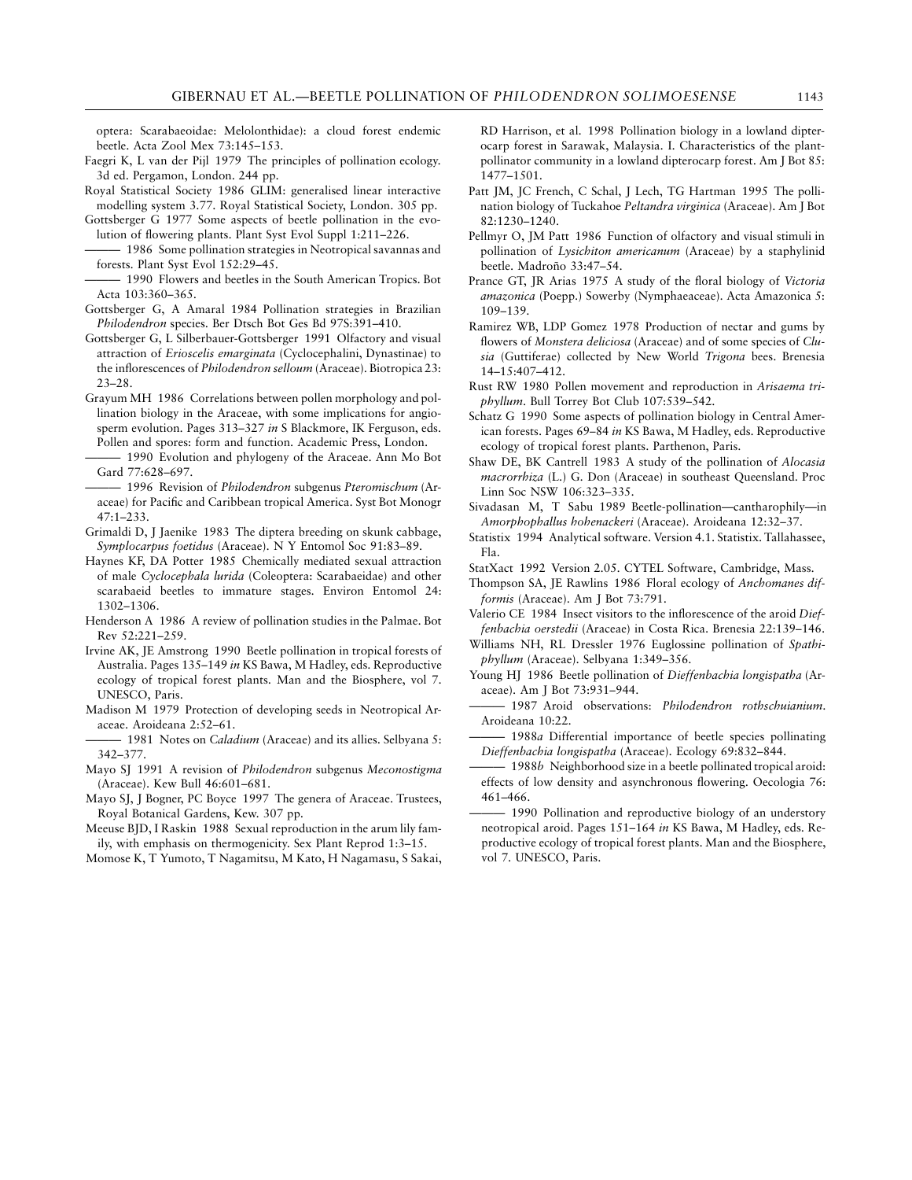optera: Scarabaeoidae: Melolonthidae): a cloud forest endemic beetle. Acta Zool Mex 73:145–153.

Faegri K, L van der Pijl 1979 The principles of pollination ecology. 3d ed. Pergamon, London. 244 pp.

Royal Statistical Society 1986 GLIM: generalised linear interactive modelling system 3.77. Royal Statistical Society, London. 305 pp.

Gottsberger G 1977 Some aspects of beetle pollination in the evolution of flowering plants. Plant Syst Evol Suppl 1:211–226.

——— 1986 Some pollination strategies in Neotropical savannas and forests. Plant Syst Evol 152:29–45.

——— 1990 Flowers and beetles in the South American Tropics. Bot Acta 103:360–365.

Gottsberger G, A Amaral 1984 Pollination strategies in Brazilian *Philodendron* species. Ber Dtsch Bot Ges Bd 97S:391–410.

Gottsberger G, L Silberbauer-Gottsberger 1991 Olfactory and visual attraction of *Erioscelis emarginata* (Cyclocephalini, Dynastinae) to the inflorescences of *Philodendron selloum* (Araceae). Biotropica 23: 23–28.

Grayum MH 1986 Correlations between pollen morphology and pollination biology in the Araceae, with some implications for angiosperm evolution. Pages 313–327 *in* S Blackmore, IK Ferguson, eds. Pollen and spores: form and function. Academic Press, London.

——— 1990 Evolution and phylogeny of the Araceae. Ann Mo Bot Gard 77:628–697.

——— 1996 Revision of *Philodendron* subgenus *Pteromischum* (Araceae) for Pacific and Caribbean tropical America. Syst Bot Monogr 47:1–233.

Grimaldi D, J Jaenike 1983 The diptera breeding on skunk cabbage, *Symplocarpus foetidus* (Araceae). N Y Entomol Soc 91:83–89.

Haynes KF, DA Potter 1985 Chemically mediated sexual attraction of male *Cyclocephala lurida* (Coleoptera: Scarabaeidae) and other scarabaeid beetles to immature stages. Environ Entomol 24: 1302–1306.

Henderson A 1986 A review of pollination studies in the Palmae. Bot Rev 52:221–259.

Irvine AK, JE Amstrong 1990 Beetle pollination in tropical forests of Australia. Pages 135–149 *in* KS Bawa, M Hadley, eds. Reproductive ecology of tropical forest plants. Man and the Biosphere, vol 7. UNESCO, Paris.

Madison M 1979 Protection of developing seeds in Neotropical Araceae. Aroideana 2:52–61.

——— 1981 Notes on *Caladium* (Araceae) and its allies. Selbyana 5: 342–377.

Mayo SJ 1991 A revision of *Philodendron* subgenus *Meconostigma* (Araceae). Kew Bull 46:601–681.

Mayo SJ, J Bogner, PC Boyce 1997 The genera of Araceae. Trustees, Royal Botanical Gardens, Kew. 307 pp.

Meeuse BJD, I Raskin 1988 Sexual reproduction in the arum lily family, with emphasis on thermogenicity. Sex Plant Reprod 1:3–15.

Momose K, T Yumoto, T Nagamitsu, M Kato, H Nagamasu, S Sakai, RD Harrison, et al. 1998 Pollination biology in a lowland dipterocarp forest in Sarawak, Malaysia. I. Characteristics of the plant-pollinator community in a lowland dipterocarp forest. Am J Bot 85: 1477–1501.

Patt JM, JC French, C Schal, J Lech, TG Hartman 1995 The pollination biology of Tuckahoe *Peltandra virginica* (Araceae). Am J Bot 82:1230–1240.

Pellmyr O, JM Patt 1986 Function of olfactory and visual stimuli in pollination of *Lysichiton americanum* (Araceae) by a staphylinid beetle. Madroño 33:47–54.

Prance GT, JR Arias 1975 A study of the floral biology of *Victoria amazonica* (Poepp.) Sowerby (Nymphaeaceae). Acta Amazonica 5: 109–139.

Ramirez WB, LDP Gomez 1978 Production of nectar and gums by flowers of *Monstera deliciosa* (Araceae) and of some species of *Clusia* (Guttiferae) collected by New World *Trigona* bees. Brenesia 14–15:407–412.

Rust RW 1980 Pollen movement and reproduction in *Arisaema triphyllum*. Bull Torrey Bot Club 107:539–542.

Schatz G 1990 Some aspects of pollination biology in Central American forests. Pages 69–84 *in* KS Bawa, M Hadley, eds. Reproductive ecology of tropical forest plants. Parthenon, Paris.

Shaw DE, BK Cantrell 1983 A study of the pollination of *Alocasia macrorrhiza* (L.) G. Don (Araceae) in southeast Queensland. Proc Linn Soc NSW 106:323–335.

Sivadasan M, T Sabu 1989 Beetle-pollination—cantharophily—in *Amorphophallus hohenackeri* (Araceae). Aroideana 12:32–37.

Statistix 1994 Analytical software. Version 4.1. Statistix. Tallahassee, Fla.

StatXact 1992 Version 2.05. CYTEL Software, Cambridge, Mass.

Thompson SA, JE Rawlins 1986 Floral ecology of *Anchomanes difformis* (Araceae). Am J Bot 73:791.

Valerio CE 1984 Insect visitors to the inflorescence of the aroid *Dieffenbachia oerstedii* (Araceae) in Costa Rica. Brenesia 22:139–146.

Williams NH, RL Dressler 1976 Euglossine pollination of *Spathiphyllum* (Araceae). Selbyana 1:349–356.

Young HJ 1986 Beetle pollination of *Dieffenbachia longispatha* (Araceae). Am J Bot 73:931–944.

——— 1987 Aroid observations: *Philodendron rothschuianium*. Aroideana 10:22.

——— 1988*a* Differential importance of beetle species pollinating *Dieffenbachia longispatha* (Araceae). Ecology 69:832–844.

——— 1988*b* Neighborhood size in a beetle pollinated tropical aroid: effects of low density and asynchronous flowering. Oecologia 76: 461–466.

——— 1990 Pollination and reproductive biology of an understory neotropical aroid. Pages 151–164 *in* KS Bawa, M Hadley, eds. Reproductive ecology of tropical forest plants. Man and the Biosphere, vol 7. UNESCO, Paris.